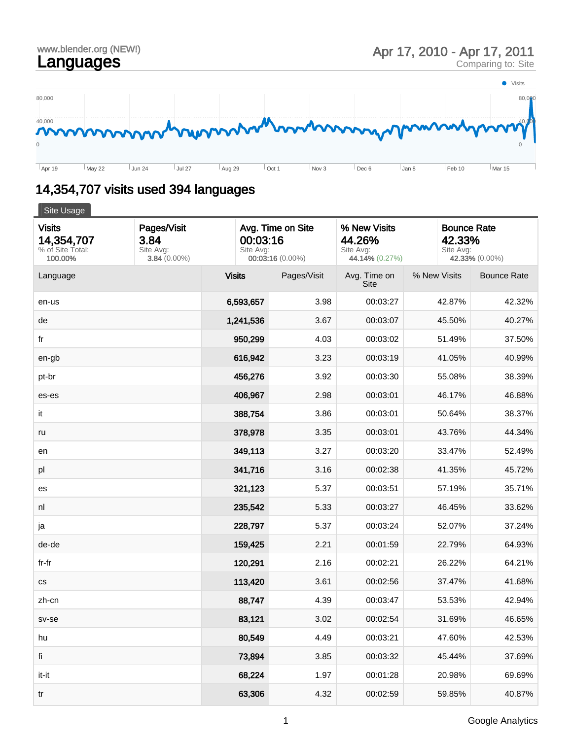www.blender.org (NEW!)

# Languages

Apr 17, 2010 - Apr 17, 2011
Comparing to: Site

## 14,354,707 visits used 394 languages

Site Usage

| Visits | Pages/Visit | Avg. Time on Site | % New Visits | Bounce Rate |
|---|---|---|---|---|
| **14,354,707** | **3.84** | **00:03:16** | **44.26%** | **42.33%** |
| % of Site Total: 100.00% | Site Avg: 3.84 (0.00%) | Site Avg: 00:03:16 (0.00%) | Site Avg: 44.14% (0.27%) | Site Avg: 42.33% (0.00%) |

| Language | Visits | Pages/Visit | Avg. Time on Site | % New Visits | Bounce Rate |
|---|---|---|---|---|---|
| en-us | 6,593,657 | 3.98 | 00:03:27 | 42.87% | 42.32% |
| de | 1,241,536 | 3.67 | 00:03:07 | 45.50% | 40.27% |
| fr | 950,299 | 4.03 | 00:03:02 | 51.49% | 37.50% |
| en-gb | 616,942 | 3.23 | 00:03:19 | 41.05% | 40.99% |
| pt-br | 456,276 | 3.92 | 00:03:30 | 55.08% | 38.39% |
| es-es | 406,967 | 2.98 | 00:03:01 | 46.17% | 46.88% |
| it | 388,754 | 3.86 | 00:03:01 | 50.64% | 38.37% |
| ru | 378,978 | 3.35 | 00:03:01 | 43.76% | 44.34% |
| en | 349,113 | 3.27 | 00:03:20 | 33.47% | 52.49% |
| pl | 341,716 | 3.16 | 00:02:38 | 41.35% | 45.72% |
| es | 321,123 | 5.37 | 00:03:51 | 57.19% | 35.71% |
| nl | 235,542 | 5.33 | 00:03:27 | 46.45% | 33.62% |
| ja | 228,797 | 5.37 | 00:03:24 | 52.07% | 37.24% |
| de-de | 159,425 | 2.21 | 00:01:59 | 22.79% | 64.93% |
| fr-fr | 120,291 | 2.16 | 00:02:21 | 26.22% | 64.21% |
| cs | 113,420 | 3.61 | 00:02:56 | 37.47% | 41.68% |
| zh-cn | 88,747 | 4.39 | 00:03:47 | 53.53% | 42.94% |
| sv-se | 83,121 | 3.02 | 00:02:54 | 31.69% | 46.65% |
| hu | 80,549 | 4.49 | 00:03:21 | 47.60% | 42.53% |
| fi | 73,894 | 3.85 | 00:03:32 | 45.44% | 37.69% |
| it-it | 68,224 | 1.97 | 00:01:28 | 20.98% | 69.69% |
| tr | 63,306 | 4.32 | 00:02:59 | 59.85% | 40.87% |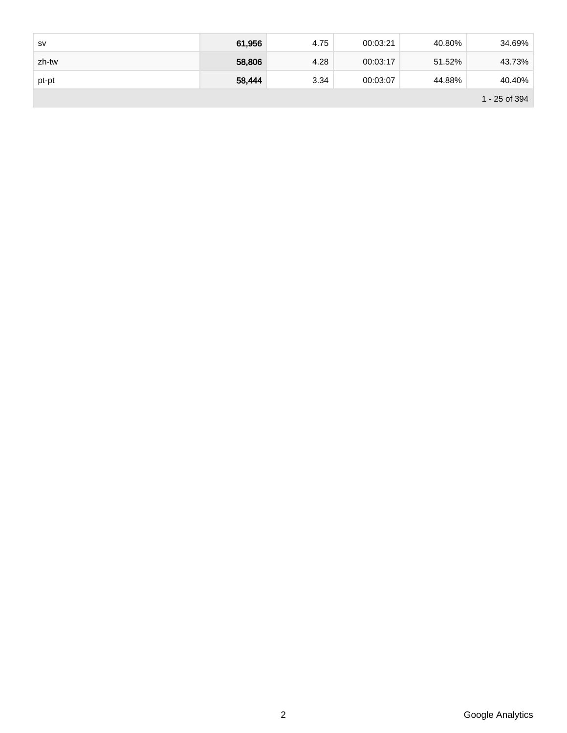| | | | | | |
|---|---|---|---|---|---|
| sv | 61,956 | 4.75 | 00:03:21 | 40.80% | 34.69% |
| zh-tw | 58,806 | 4.28 | 00:03:17 | 51.52% | 43.73% |
| pt-pt | 58,444 | 3.34 | 00:03:07 | 44.88% | 40.40% |

1 - 25 of 394